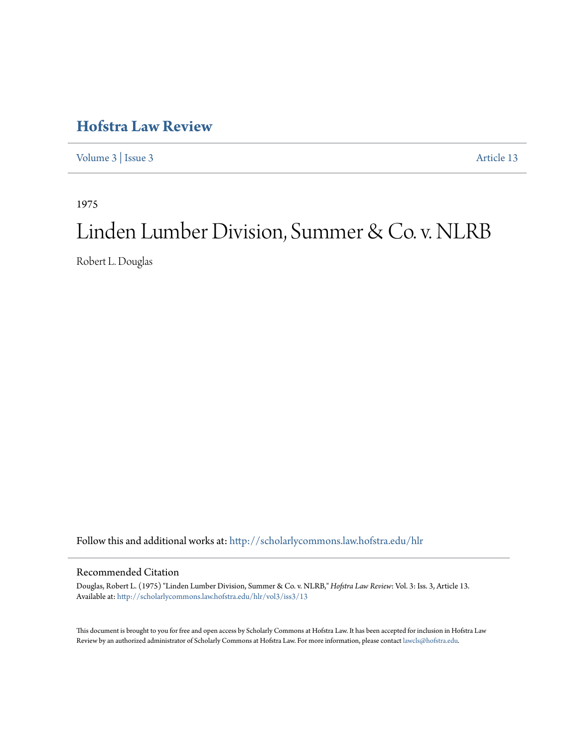# Hofstra Law Review

Volume 3 | Issue 3 Article 13

1975

# Linden Lumber Division, Summer & Co. v. NLRB

Robert L. Douglas

Follow this and additional works at: http://scholarlycommons.law.hofstra.edu/hlr

## Recommended Citation

Douglas, Robert L. (1975) "Linden Lumber Division, Summer & Co. v. NLRB," *Hofstra Law Review*: Vol. 3: Iss. 3, Article 13.
Available at: http://scholarlycommons.law.hofstra.edu/hlr/vol3/iss3/13

This document is brought to you for free and open access by Scholarly Commons at Hofstra Law. It has been accepted for inclusion in Hofstra Law Review by an authorized administrator of Scholarly Commons at Hofstra Law. For more information, please contact lawcls@hofstra.edu.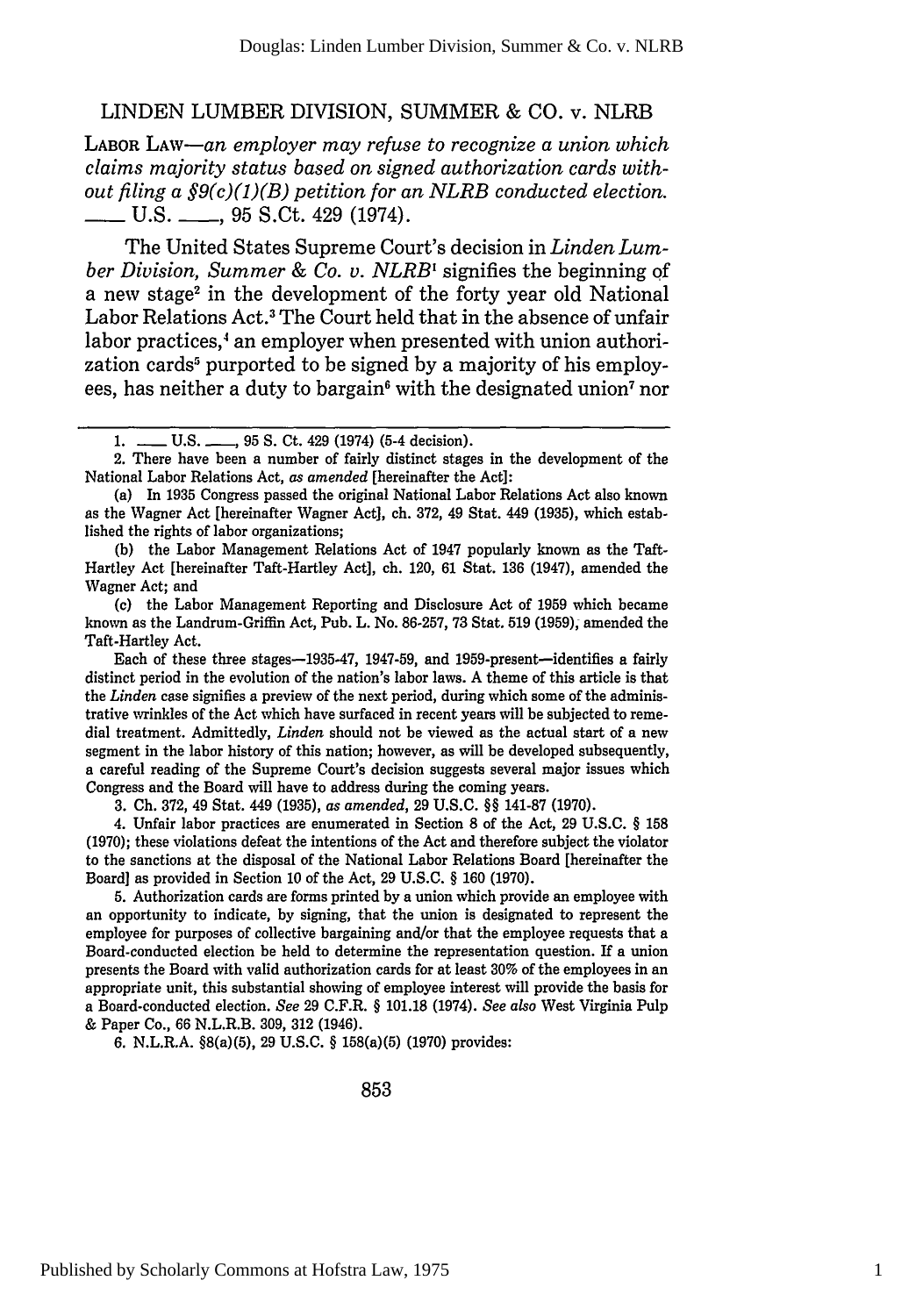# LINDEN LUMBER DIVISION, SUMMER & CO. v. NLRB

LABOR LAW—*an employer may refuse to recognize a union which claims majority status based on signed authorization cards without filing a §9(c)(1)(B) petition for an NLRB conducted election.* \_\_\_ U.S. \_\_\_, 95 S.Ct. 429 (1974).

The United States Supreme Court's decision in *Linden Lumber Division, Summer & Co. v. NLRB*[1] signifies the beginning of a new stage[2] in the development of the forty year old National Labor Relations Act.[3] The Court held that in the absence of unfair labor practices,[4] an employer when presented with union authorization cards[5] purported to be signed by a majority of his employees, has neither a duty to bargain[6] with the designated union[7] nor

---

1. \_\_\_ U.S. \_\_\_, 95 S. Ct. 429 (1974) (5-4 decision).

2. There have been a number of fairly distinct stages in the development of the National Labor Relations Act, *as amended* [hereinafter the Act]:

(a) In 1935 Congress passed the original National Labor Relations Act also known as the Wagner Act [hereinafter Wagner Act], ch. 372, 49 Stat. 449 (1935), which established the rights of labor organizations;

(b) the Labor Management Relations Act of 1947 popularly known as the Taft-Hartley Act [hereinafter Taft-Hartley Act], ch. 120, 61 Stat. 136 (1947), amended the Wagner Act; and

(c) the Labor Management Reporting and Disclosure Act of 1959 which became known as the Landrum-Griffin Act, Pub. L. No. 86-257, 73 Stat. 519 (1959), amended the Taft-Hartley Act.

Each of these three stages—1935-47, 1947-59, and 1959-present—identifies a fairly distinct period in the evolution of the nation's labor laws. A theme of this article is that the *Linden* case signifies a preview of the next period, during which some of the administrative wrinkles of the Act which have surfaced in recent years will be subjected to remedial treatment. Admittedly, *Linden* should not be viewed as the actual start of a new segment in the labor history of this nation; however, as will be developed subsequently, a careful reading of the Supreme Court's decision suggests several major issues which Congress and the Board will have to address during the coming years.

3. Ch. 372, 49 Stat. 449 (1935), *as amended*, 29 U.S.C. §§ 141-87 (1970).

4. Unfair labor practices are enumerated in Section 8 of the Act, 29 U.S.C. § 158 (1970); these violations defeat the intentions of the Act and therefore subject the violator to the sanctions at the disposal of the National Labor Relations Board [hereinafter the Board] as provided in Section 10 of the Act, 29 U.S.C. § 160 (1970).

5. Authorization cards are forms printed by a union which provide an employee with an opportunity to indicate, by signing, that the union is designated to represent the employee for purposes of collective bargaining and/or that the employee requests that a Board-conducted election be held to determine the representation question. If a union presents the Board with valid authorization cards for at least 30% of the employees in an appropriate unit, this substantial showing of employee interest will provide the basis for a Board-conducted election. *See* 29 C.F.R. § 101.18 (1974). *See also* West Virginia Pulp & Paper Co., 66 N.L.R.B. 309, 312 (1946).

6. N.L.R.A. §8(a)(5), 29 U.S.C. § 158(a)(5) (1970) provides: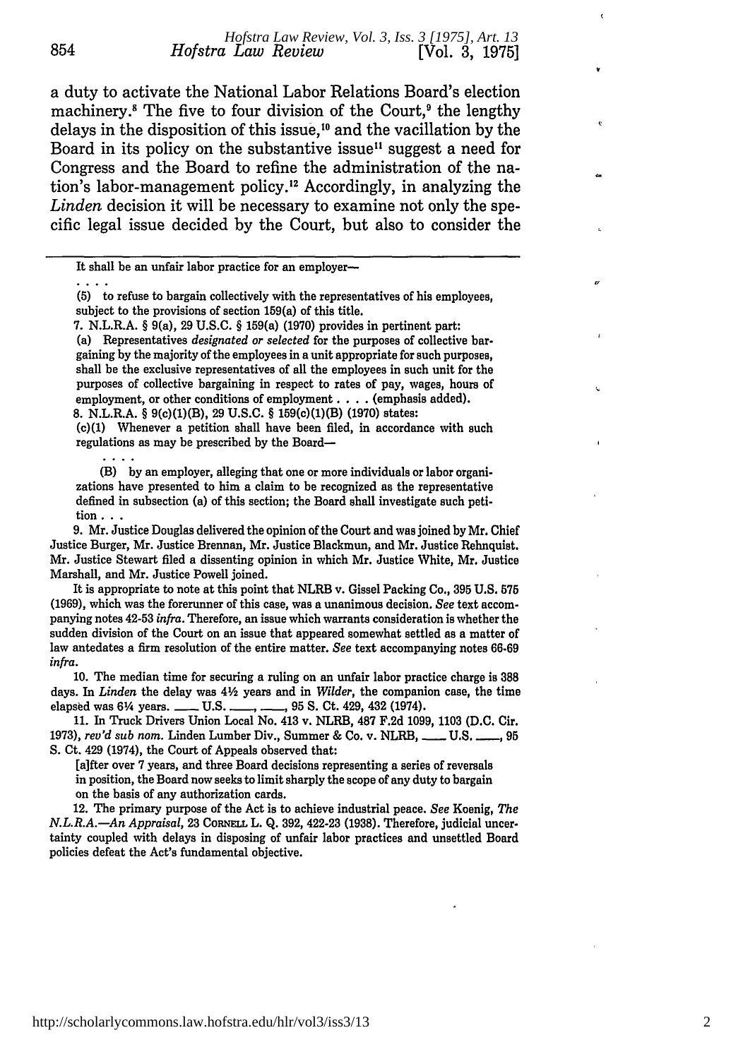a duty to activate the National Labor Relations Board's election machinery.[8] The five to four division of the Court,[9] the lengthy delays in the disposition of this issue,[10] and the vacillation by the Board in its policy on the substantive issue[11] suggest a need for Congress and the Board to refine the administration of the nation's labor-management policy.[12] Accordingly, in analyzing the *Linden* decision it will be necessary to examine not only the specific legal issue decided by the Court, but also to consider the

---

It shall be an unfair labor practice for an employer—

. . . .

(5) to refuse to bargain collectively with the representatives of his employees, subject to the provisions of section 159(a) of this title.

7. N.L.R.A. § 9(a), 29 U.S.C. § 159(a) (1970) provides in pertinent part:

(a) Representatives *designated or selected* for the purposes of collective bargaining by the majority of the employees in a unit appropriate for such purposes, shall be the exclusive representatives of all the employees in such unit for the purposes of collective bargaining in respect to rates of pay, wages, hours of employment, or other conditions of employment . . . . (emphasis added).

8. N.L.R.A. § 9(c)(1)(B), 29 U.S.C. § 159(c)(1)(B) (1970) states:

(c)(1) Whenever a petition shall have been filed, in accordance with such regulations as may be prescribed by the Board—

. . . .

(B) by an employer, alleging that one or more individuals or labor organizations have presented to him a claim to be recognized as the representative defined in subsection (a) of this section; the Board shall investigate such petition . . .

9. Mr. Justice Douglas delivered the opinion of the Court and was joined by Mr. Chief Justice Burger, Mr. Justice Brennan, Mr. Justice Blackmun, and Mr. Justice Rehnquist. Mr. Justice Stewart filed a dissenting opinion in which Mr. Justice White, Mr. Justice Marshall, and Mr. Justice Powell joined.

It is appropriate to note at this point that NLRB v. Gissel Packing Co., 395 U.S. 575 (1969), which was the forerunner of this case, was a unanimous decision. *See* text accompanying notes 42-53 *infra*. Therefore, an issue which warrants consideration is whether the sudden division of the Court on an issue that appeared somewhat settled as a matter of law antedates a firm resolution of the entire matter. *See* text accompanying notes 66-69 *infra*.

10. The median time for securing a ruling on an unfair labor practice charge is 388 days. In *Linden* the delay was 4½ years and in *Wilder*, the companion case, the time elapsed was 6¼ years. ___ U.S. ___, ___, 95 S. Ct. 429, 432 (1974).

11. In Truck Drivers Union Local No. 413 v. NLRB, 487 F.2d 1099, 1103 (D.C. Cir. 1973), *rev'd sub nom.* Linden Lumber Div., Summer & Co. v. NLRB, ___ U.S. ___, 95 S. Ct. 429 (1974), the Court of Appeals observed that:

[a]fter over 7 years, and three Board decisions representing a series of reversals in position, the Board now seeks to limit sharply the scope of any duty to bargain on the basis of any authorization cards.

12. The primary purpose of the Act is to achieve industrial peace. *See* Koenig, *The N.L.R.A.—An Appraisal*, 23 CORNELL L. Q. 392, 422-23 (1938). Therefore, judicial uncertainty coupled with delays in disposing of unfair labor practices and unsettled Board policies defeat the Act's fundamental objective.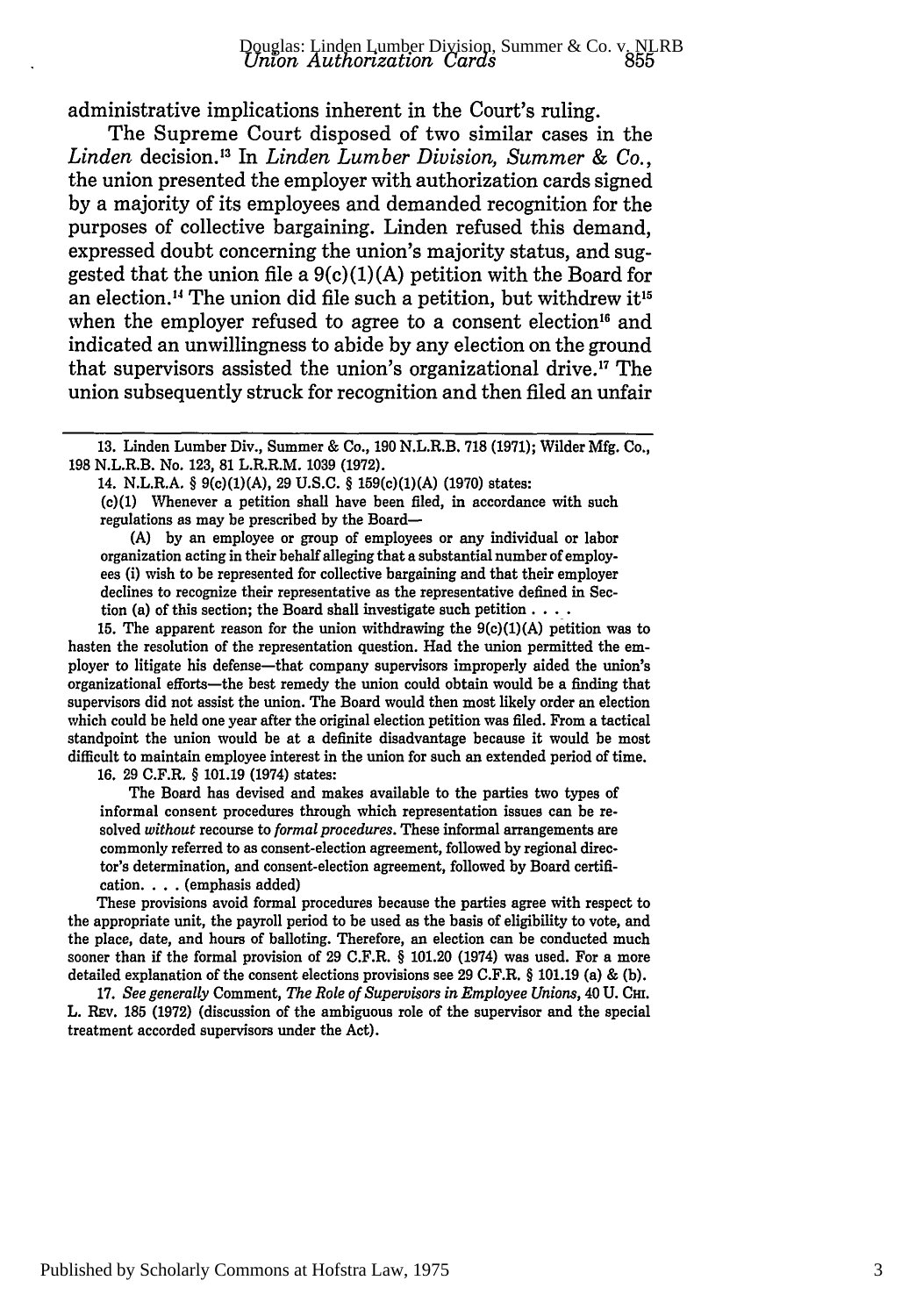administrative implications inherent in the Court's ruling.

The Supreme Court disposed of two similar cases in the *Linden* decision.[13] In *Linden Lumber Division, Summer & Co.*, the union presented the employer with authorization cards signed by a majority of its employees and demanded recognition for the purposes of collective bargaining. Linden refused this demand, expressed doubt concerning the union's majority status, and suggested that the union file a 9(c)(1)(A) petition with the Board for an election.[14] The union did file such a petition, but withdrew it[15] when the employer refused to agree to a consent election[16] and indicated an unwillingness to abide by any election on the ground that supervisors assisted the union's organizational drive.[17] The union subsequently struck for recognition and then filed an unfair

---

13. Linden Lumber Div., Summer & Co., 190 N.L.R.B. 718 (1971); Wilder Mfg. Co., 198 N.L.R.B. No. 123, 81 L.R.R.M. 1039 (1972).

14. N.L.R.A. § 9(c)(1)(A), 29 U.S.C. § 159(c)(1)(A) (1970) states:

> (c)(1) Whenever a petition shall have been filed, in accordance with such regulations as may be prescribed by the Board—
>
> (A) by an employee or group of employees or any individual or labor organization acting in their behalf alleging that a substantial number of employees (i) wish to be represented for collective bargaining and that their employer declines to recognize their representative as the representative defined in Section (a) of this section; the Board shall investigate such petition . . . .

15. The apparent reason for the union withdrawing the 9(c)(1)(A) petition was to hasten the resolution of the representation question. Had the union permitted the employer to litigate his defense—that company supervisors improperly aided the union's organizational efforts—the best remedy the union could obtain would be a finding that supervisors did not assist the union. The Board would then most likely order an election which could be held one year after the original election petition was filed. From a tactical standpoint the union would be at a definite disadvantage because it would be most difficult to maintain employee interest in the union for such an extended period of time.

16. 29 C.F.R. § 101.19 (1974) states:

> The Board has devised and makes available to the parties two types of informal consent procedures through which representation issues can be resolved *without* recourse to *formal procedures*. These informal arrangements are commonly referred to as consent-election agreement, followed by regional director's determination, and consent-election agreement, followed by Board certification. . . . (emphasis added)

These provisions avoid formal procedures because the parties agree with respect to the appropriate unit, the payroll period to be used as the basis of eligibility to vote, and the place, date, and hours of balloting. Therefore, an election can be conducted much sooner than if the formal provision of 29 C.F.R. § 101.20 (1974) was used. For a more detailed explanation of the consent elections provisions see 29 C.F.R. § 101.19 (a) & (b).

17. *See generally* Comment, *The Role of Supervisors in Employee Unions*, 40 U. CHI. L. REV. 185 (1972) (discussion of the ambiguous role of the supervisor and the special treatment accorded supervisors under the Act).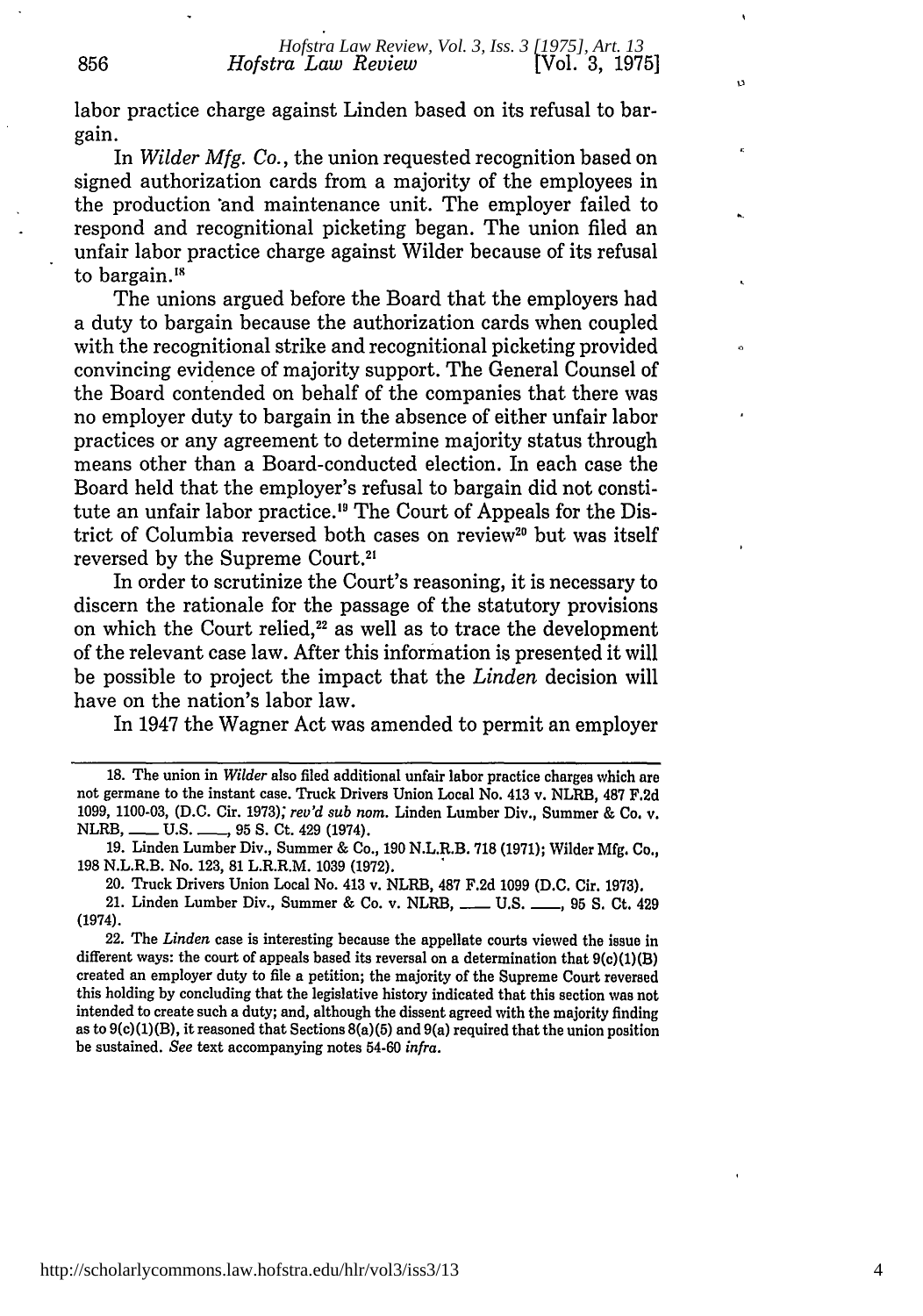labor practice charge against Linden based on its refusal to bargain.

In *Wilder Mfg. Co.*, the union requested recognition based on signed authorization cards from a majority of the employees in the production and maintenance unit. The employer failed to respond and recognitional picketing began. The union filed an unfair labor practice charge against Wilder because of its refusal to bargain.[18]

The unions argued before the Board that the employers had a duty to bargain because the authorization cards when coupled with the recognitional strike and recognitional picketing provided convincing evidence of majority support. The General Counsel of the Board contended on behalf of the companies that there was no employer duty to bargain in the absence of either unfair labor practices or any agreement to determine majority status through means other than a Board-conducted election. In each case the Board held that the employer's refusal to bargain did not constitute an unfair labor practice.[19] The Court of Appeals for the District of Columbia reversed both cases on review[20] but was itself reversed by the Supreme Court.[21]

In order to scrutinize the Court's reasoning, it is necessary to discern the rationale for the passage of the statutory provisions on which the Court relied,[22] as well as to trace the development of the relevant case law. After this information is presented it will be possible to project the impact that the *Linden* decision will have on the nation's labor law.

In 1947 the Wagner Act was amended to permit an employer

---

18. The union in *Wilder* also filed additional unfair labor practice charges which are not germane to the instant case. Truck Drivers Union Local No. 413 v. NLRB, 487 F.2d 1099, 1100-03, (D.C. Cir. 1973); *rev'd sub nom.* Linden Lumber Div., Summer & Co. v. NLRB, ___ U.S. ___, 95 S. Ct. 429 (1974).

19. Linden Lumber Div., Summer & Co., 190 N.L.R.B. 718 (1971); Wilder Mfg. Co., 198 N.L.R.B. No. 123, 81 L.R.R.M. 1039 (1972).

20. Truck Drivers Union Local No. 413 v. NLRB, 487 F.2d 1099 (D.C. Cir. 1973).

21. Linden Lumber Div., Summer & Co. v. NLRB, ___ U.S. ___, 95 S. Ct. 429 (1974).

22. The *Linden* case is interesting because the appellate courts viewed the issue in different ways: the court of appeals based its reversal on a determination that 9(c)(1)(B) created an employer duty to file a petition; the majority of the Supreme Court reversed this holding by concluding that the legislative history indicated that this section was not intended to create such a duty; and, although the dissent agreed with the majority finding as to 9(c)(1)(B), it reasoned that Sections 8(a)(5) and 9(a) required that the union position be sustained. *See* text accompanying notes 54-60 *infra*.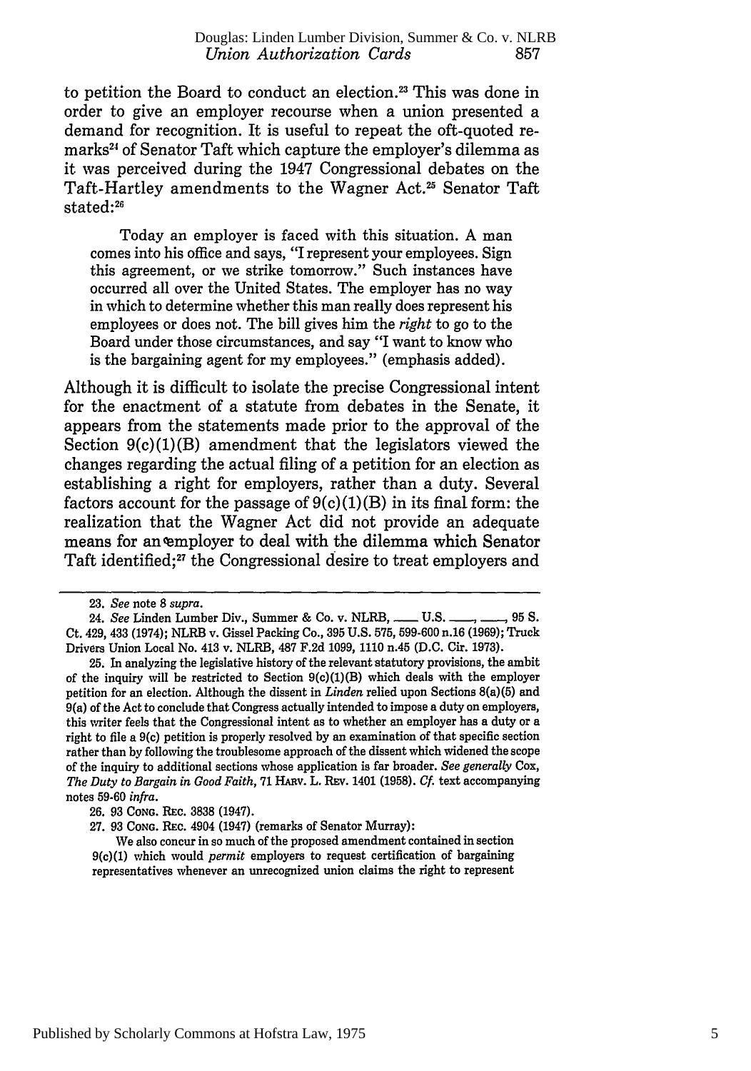to petition the Board to conduct an election.[23] This was done in order to give an employer recourse when a union presented a demand for recognition. It is useful to repeat the oft-quoted remarks[24] of Senator Taft which capture the employer's dilemma as it was perceived during the 1947 Congressional debates on the Taft-Hartley amendments to the Wagner Act.[25] Senator Taft stated:[26]

> Today an employer is faced with this situation. A man comes into his office and says, "I represent your employees. Sign this agreement, or we strike tomorrow." Such instances have occurred all over the United States. The employer has no way in which to determine whether this man really does represent his employees or does not. The bill gives him the *right* to go to the Board under those circumstances, and say "I want to know who is the bargaining agent for my employees." (emphasis added).

Although it is difficult to isolate the precise Congressional intent for the enactment of a statute from debates in the Senate, it appears from the statements made prior to the approval of the Section 9(c)(1)(B) amendment that the legislators viewed the changes regarding the actual filing of a petition for an election as establishing a right for employers, rather than a duty. Several factors account for the passage of 9(c)(1)(B) in its final form: the realization that the Wagner Act did not provide an adequate means for an employer to deal with the dilemma which Senator Taft identified;[27] the Congressional desire to treat employers and

---

23. *See* note 8 *supra*.

24. *See* Linden Lumber Div., Summer & Co. v. NLRB, ___ U.S. ___, ___, 95 S. Ct. 429, 433 (1974); NLRB v. Gissel Packing Co., 395 U.S. 575, 599-600 n.16 (1969); Truck Drivers Union Local No. 413 v. NLRB, 487 F.2d 1099, 1110 n.45 (D.C. Cir. 1973).

25. In analyzing the legislative history of the relevant statutory provisions, the ambit of the inquiry will be restricted to Section 9(c)(1)(B) which deals with the employer petition for an election. Although the dissent in *Linden* relied upon Sections 8(a)(5) and 9(a) of the Act to conclude that Congress actually intended to impose a duty on employers, this writer feels that the Congressional intent as to whether an employer has a duty or a right to file a 9(c) petition is properly resolved by an examination of that specific section rather than by following the troublesome approach of the dissent which widened the scope of the inquiry to additional sections whose application is far broader. *See generally* Cox, *The Duty to Bargain in Good Faith*, 71 HARV. L. REV. 1401 (1958). *Cf.* text accompanying notes 59-60 *infra*.

26. 93 CONG. REC. 3838 (1947).

27. 93 CONG. REC. 4904 (1947) (remarks of Senator Murray):

> We also concur in so much of the proposed amendment contained in section 9(c)(1) which would *permit* employers to request certification of bargaining representatives whenever an unrecognized union claims the right to represent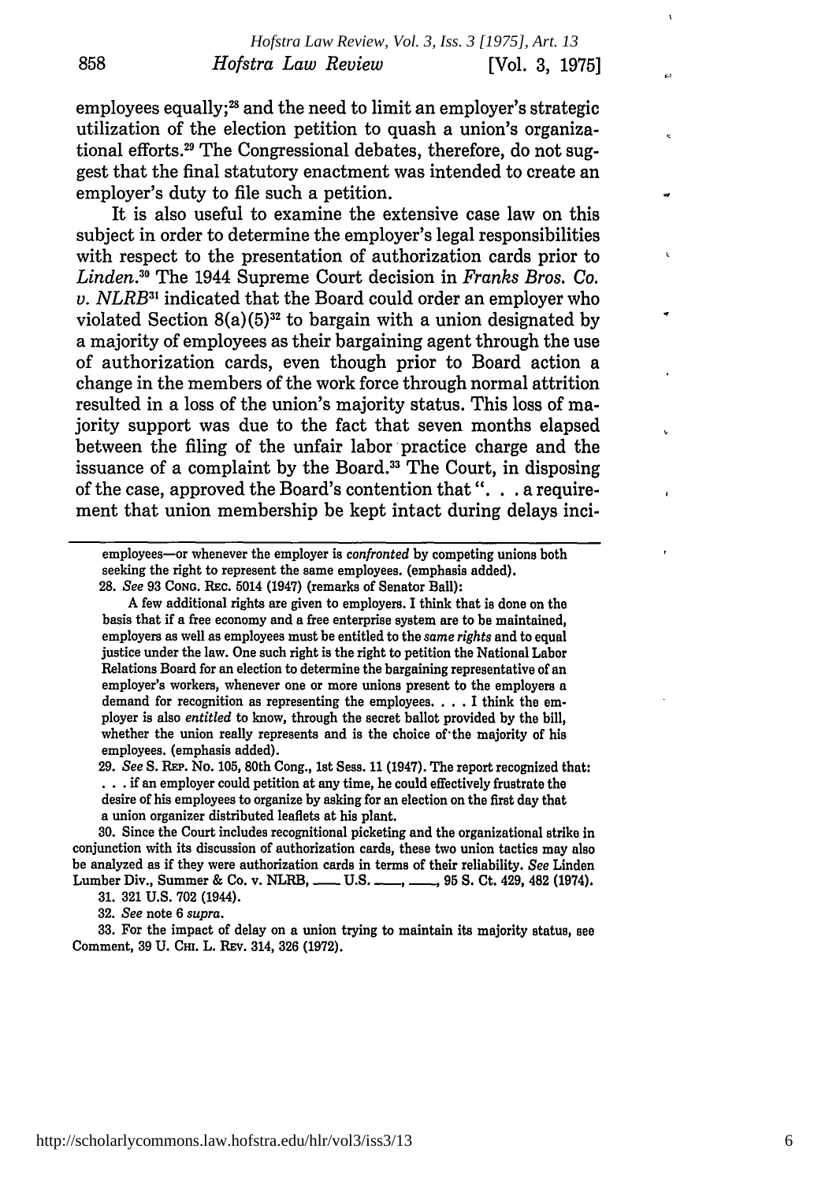employees equally;[28] and the need to limit an employer's strategic utilization of the election petition to quash a union's organizational efforts.[29] The Congressional debates, therefore, do not suggest that the final statutory enactment was intended to create an employer's duty to file such a petition.

It is also useful to examine the extensive case law on this subject in order to determine the employer's legal responsibilities with respect to the presentation of authorization cards prior to *Linden*.[30] The 1944 Supreme Court decision in *Franks Bros. Co. v. NLRB*[31] indicated that the Board could order an employer who violated Section 8(a)(5)[32] to bargain with a union designated by a majority of employees as their bargaining agent through the use of authorization cards, even though prior to Board action a change in the members of the work force through normal attrition resulted in a loss of the union's majority status. This loss of majority support was due to the fact that seven months elapsed between the filing of the unfair labor practice charge and the issuance of a complaint by the Board.[33] The Court, in disposing of the case, approved the Board's contention that ". . . a requirement that union membership be kept intact during delays inci-

---

employees—or whenever the employer is *confronted* by competing unions both seeking the right to represent the same employees. (emphasis added).

28. *See* 93 CONG. REC. 5014 (1947) (remarks of Senator Ball):

> A few additional rights are given to employers. I think that is done on the basis that if a free economy and a free enterprise system are to be maintained, employers as well as employees must be entitled to the *same rights* and to equal justice under the law. One such right is the right to petition the National Labor Relations Board for an election to determine the bargaining representative of an employer's workers, whenever one or more unions present to the employers a demand for recognition as representing the employees. . . . I think the employer is also *entitled* to know, through the secret ballot provided by the bill, whether the union really represents and is the choice of the majority of his employees. (emphasis added).

29. *See* S. REP. No. 105, 80th Cong., 1st Sess. 11 (1947). The report recognized that:

> . . . if an employer could petition at any time, he could effectively frustrate the desire of his employees to organize by asking for an election on the first day that a union organizer distributed leaflets at his plant.

30. Since the Court includes recognitional picketing and the organizational strike in conjunction with its discussion of authorization cards, these two union tactics may also be analyzed as if they were authorization cards in terms of their reliability. *See* Linden Lumber Div., Summer & Co. v. NLRB, ___ U.S. ___, ___, 95 S. Ct. 429, 482 (1974).

31. 321 U.S. 702 (1944).

32. *See* note 6 *supra*.

33. For the impact of delay on a union trying to maintain its majority status, see Comment, 39 U. CHI. L. REV. 314, 326 (1972).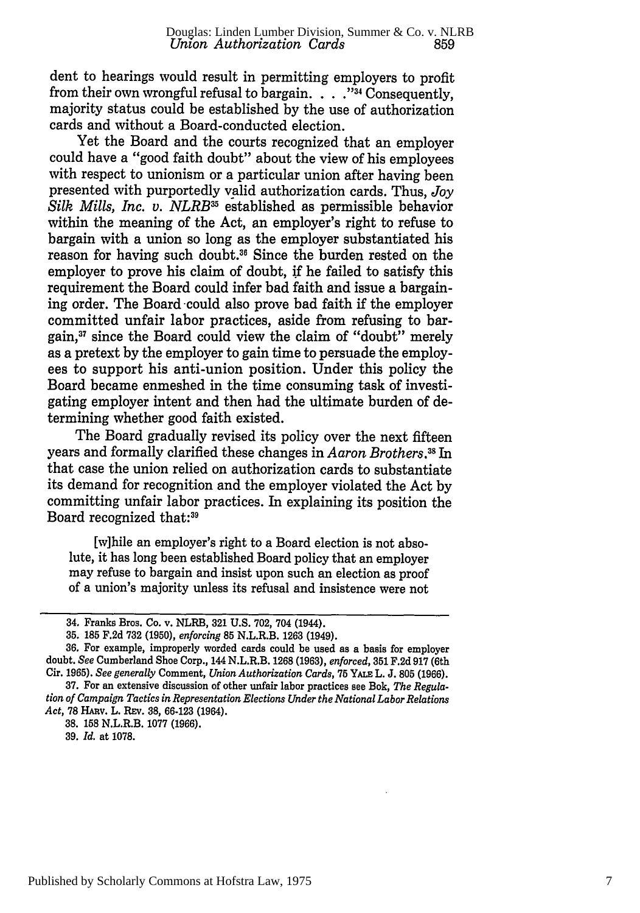dent to hearings would result in permitting employers to profit from their own wrongful refusal to bargain. . . ."[34] Consequently, majority status could be established by the use of authorization cards and without a Board-conducted election.

Yet the Board and the courts recognized that an employer could have a "good faith doubt" about the view of his employees with respect to unionism or a particular union after having been presented with purportedly valid authorization cards. Thus, *Joy Silk Mills, Inc. v. NLRB*[35] established as permissible behavior within the meaning of the Act, an employer's right to refuse to bargain with a union so long as the employer substantiated his reason for having such doubt.[36] Since the burden rested on the employer to prove his claim of doubt, if he failed to satisfy this requirement the Board could infer bad faith and issue a bargaining order. The Board could also prove bad faith if the employer committed unfair labor practices, aside from refusing to bargain,[37] since the Board could view the claim of "doubt" merely as a pretext by the employer to gain time to persuade the employees to support his anti-union position. Under this policy the Board became enmeshed in the time consuming task of investigating employer intent and then had the ultimate burden of determining whether good faith existed.

The Board gradually revised its policy over the next fifteen years and formally clarified these changes in *Aaron Brothers*.[38] In that case the union relied on authorization cards to substantiate its demand for recognition and the employer violated the Act by committing unfair labor practices. In explaining its position the Board recognized that:[39]

> [w]hile an employer's right to a Board election is not absolute, it has long been established Board policy that an employer may refuse to bargain and insist upon such an election as proof of a union's majority unless its refusal and insistence were not

---

34. Franks Bros. Co. v. NLRB, 321 U.S. 702, 704 (1944).

35. 185 F.2d 732 (1950), *enforcing* 85 N.L.R.B. 1263 (1949).

36. For example, improperly worded cards could be used as a basis for employer doubt. *See* Cumberland Shoe Corp., 144 N.L.R.B. 1268 (1963), *enforced*, 351 F.2d 917 (6th Cir. 1965). *See generally* Comment, *Union Authorization Cards*, 75 YALE L. J. 805 (1966).

37. For an extensive discussion of other unfair labor practices see Bok, *The Regulation of Campaign Tactics in Representation Elections Under the National Labor Relations Act*, 78 HARV. L. REV. 38, 66-123 (1964).

38. 158 N.L.R.B. 1077 (1966).

39. *Id.* at 1078.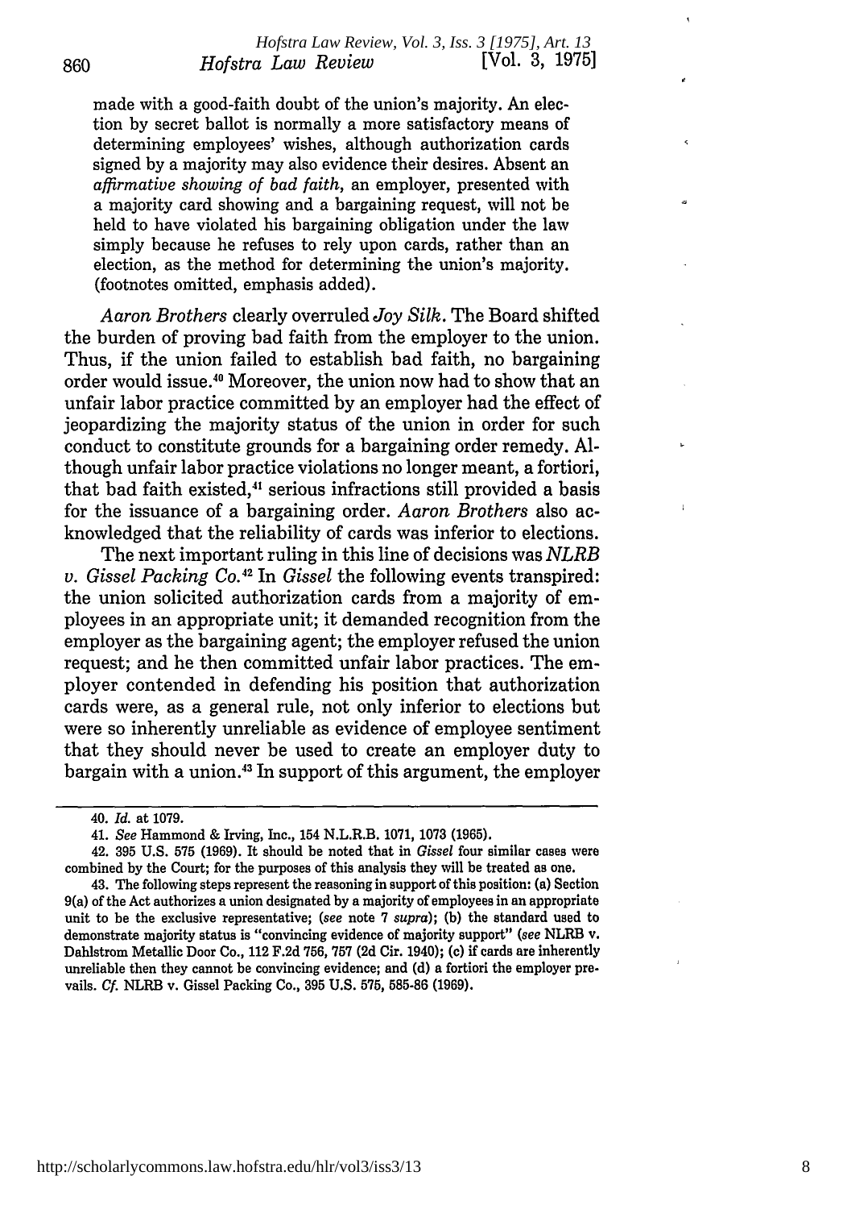made with a good-faith doubt of the union's majority. An election by secret ballot is normally a more satisfactory means of determining employees' wishes, although authorization cards signed by a majority may also evidence their desires. Absent an *affirmative showing of bad faith*, an employer, presented with a majority card showing and a bargaining request, will not be held to have violated his bargaining obligation under the law simply because he refuses to rely upon cards, rather than an election, as the method for determining the union's majority. (footnotes omitted, emphasis added).

*Aaron Brothers* clearly overruled *Joy Silk*. The Board shifted the burden of proving bad faith from the employer to the union. Thus, if the union failed to establish bad faith, no bargaining order would issue.[40] Moreover, the union now had to show that an unfair labor practice committed by an employer had the effect of jeopardizing the majority status of the union in order for such conduct to constitute grounds for a bargaining order remedy. Although unfair labor practice violations no longer meant, a fortiori, that bad faith existed,[41] serious infractions still provided a basis for the issuance of a bargaining order. *Aaron Brothers* also acknowledged that the reliability of cards was inferior to elections.

The next important ruling in this line of decisions was *NLRB v. Gissel Packing Co.*[42] In *Gissel* the following events transpired: the union solicited authorization cards from a majority of employees in an appropriate unit; it demanded recognition from the employer as the bargaining agent; the employer refused the union request; and he then committed unfair labor practices. The employer contended in defending his position that authorization cards were, as a general rule, not only inferior to elections but were so inherently unreliable as evidence of employee sentiment that they should never be used to create an employer duty to bargain with a union.[43] In support of this argument, the employer

---

40. *Id.* at 1079.

41. *See* Hammond & Irving, Inc., 154 N.L.R.B. 1071, 1073 (1965).

42. 395 U.S. 575 (1969). It should be noted that in *Gissel* four similar cases were combined by the Court; for the purposes of this analysis they will be treated as one.

43. The following steps represent the reasoning in support of this position: (a) Section 9(a) of the Act authorizes a union designated by a majority of employees in an appropriate unit to be the exclusive representative; (*see* note 7 *supra*); (b) the standard used to demonstrate majority status is "convincing evidence of majority support" (*see* NLRB v. Dahlstrom Metallic Door Co., 112 F.2d 756, 757 (2d Cir. 1940); (c) if cards are inherently unreliable then they cannot be convincing evidence; and (d) a fortiori the employer prevails. *Cf.* NLRB v. Gissel Packing Co., 395 U.S. 575, 585-86 (1969).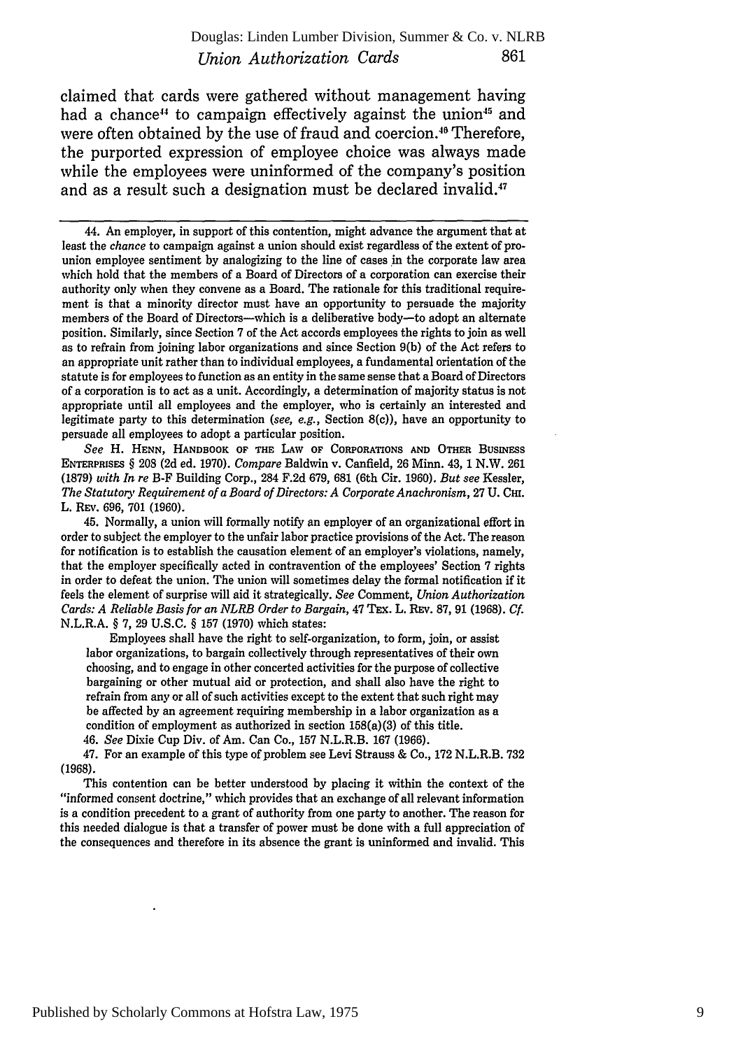claimed that cards were gathered without management having had a chance[44] to campaign effectively against the union[45] and were often obtained by the use of fraud and coercion.[46] Therefore, the purported expression of employee choice was always made while the employees were uninformed of the company's position and as a result such a designation must be declared invalid.[47]

---

44. An employer, in support of this contention, might advance the argument that at least the *chance* to campaign against a union should exist regardless of the extent of pro-union employee sentiment by analogizing to the line of cases in the corporate law area which hold that the members of a Board of Directors of a corporation can exercise their authority only when they convene as a Board. The rationale for this traditional requirement is that a minority director must have an opportunity to persuade the majority members of the Board of Directors—which is a deliberative body—to adopt an alternate position. Similarly, since Section 7 of the Act accords employees the rights to join as well as to refrain from joining labor organizations and since Section 9(b) of the Act refers to an appropriate unit rather than to individual employees, a fundamental orientation of the statute is for employees to function as an entity in the same sense that a Board of Directors of a corporation is to act as a unit. Accordingly, a determination of majority status is not appropriate until all employees and the employer, who is certainly an interested and legitimate party to this determination (*see, e.g.*, Section 8(c)), have an opportunity to persuade all employees to adopt a particular position.

*See* H. HENN, HANDBOOK OF THE LAW OF CORPORATIONS AND OTHER BUSINESS ENTERPRISES § 208 (2d ed. 1970). *Compare* Baldwin v. Canfield, 26 Minn. 43, 1 N.W. 261 (1879) *with In re* B-F Building Corp., 284 F.2d 679, 681 (6th Cir. 1960). *But see* Kessler, *The Statutory Requirement of a Board of Directors: A Corporate Anachronism*, 27 U. CHI. L. REV. 696, 701 (1960).

45. Normally, a union will formally notify an employer of an organizational effort in order to subject the employer to the unfair labor practice provisions of the Act. The reason for notification is to establish the causation element of an employer's violations, namely, that the employer specifically acted in contravention of the employees' Section 7 rights in order to defeat the union. The union will sometimes delay the formal notification if it feels the element of surprise will aid it strategically. *See* Comment, *Union Authorization Cards: A Reliable Basis for an NLRB Order to Bargain*, 47 TEX. L. REV. 87, 91 (1968). *Cf.* N.L.R.A. § 7, 29 U.S.C. § 157 (1970) which states:

> Employees shall have the right to self-organization, to form, join, or assist labor organizations, to bargain collectively through representatives of their own choosing, and to engage in other concerted activities for the purpose of collective bargaining or other mutual aid or protection, and shall also have the right to refrain from any or all of such activities except to the extent that such right may be affected by an agreement requiring membership in a labor organization as a condition of employment as authorized in section 158(a)(3) of this title.

46. *See* Dixie Cup Div. of Am. Can Co., 157 N.L.R.B. 167 (1966).

47. For an example of this type of problem see Levi Strauss & Co., 172 N.L.R.B. 732 (1968).

This contention can be better understood by placing it within the context of the "informed consent doctrine," which provides that an exchange of all relevant information is a condition precedent to a grant of authority from one party to another. The reason for this needed dialogue is that a transfer of power must be done with a full appreciation of the consequences and therefore in its absence the grant is uninformed and invalid. This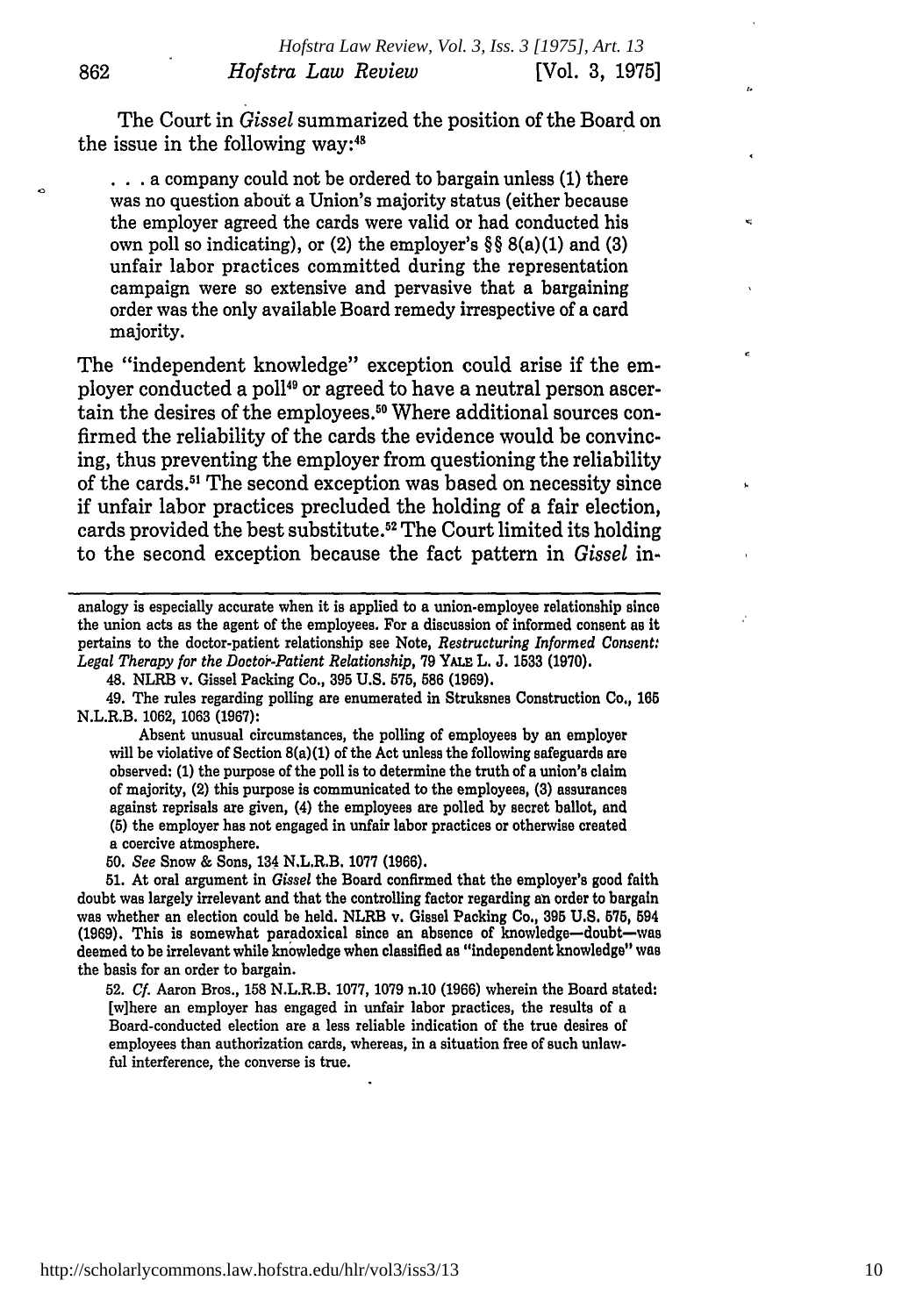The Court in *Gissel* summarized the position of the Board on the issue in the following way:[48]

> . . . a company could not be ordered to bargain unless (1) there was no question about a Union's majority status (either because the employer agreed the cards were valid or had conducted his own poll so indicating), or (2) the employer's §§ 8(a)(1) and (3) unfair labor practices committed during the representation campaign were so extensive and pervasive that a bargaining order was the only available Board remedy irrespective of a card majority.

The "independent knowledge" exception could arise if the employer conducted a poll[49] or agreed to have a neutral person ascertain the desires of the employees.[50] Where additional sources confirmed the reliability of the cards the evidence would be convincing, thus preventing the employer from questioning the reliability of the cards.[51] The second exception was based on necessity since if unfair labor practices precluded the holding of a fair election, cards provided the best substitute.[52] The Court limited its holding to the second exception because the fact pattern in *Gissel* in-

---

analogy is especially accurate when it is applied to a union-employee relationship since the union acts as the agent of the employees. For a discussion of informed consent as it pertains to the doctor-patient relationship see Note, *Restructuring Informed Consent: Legal Therapy for the Doctor-Patient Relationship*, 79 YALE L. J. 1533 (1970).

48. NLRB v. Gissel Packing Co., 395 U.S. 575, 586 (1969).

49. The rules regarding polling are enumerated in Struksnes Construction Co., 165 N.L.R.B. 1062, 1063 (1967):

> Absent unusual circumstances, the polling of employees by an employer will be violative of Section 8(a)(1) of the Act unless the following safeguards are observed: (1) the purpose of the poll is to determine the truth of a union's claim of majority, (2) this purpose is communicated to the employees, (3) assurances against reprisals are given, (4) the employees are polled by secret ballot, and (5) the employer has not engaged in unfair labor practices or otherwise created a coercive atmosphere.

50. *See* Snow & Sons, 134 N.L.R.B. 1077 (1966).

51. At oral argument in *Gissel* the Board confirmed that the employer's good faith doubt was largely irrelevant and that the controlling factor regarding an order to bargain was whether an election could be held. NLRB v. Gissel Packing Co., 395 U.S. 575, 594 (1969). This is somewhat paradoxical since an absence of knowledge—doubt—was deemed to be irrelevant while knowledge when classified as "independent knowledge" was the basis for an order to bargain.

52. *Cf.* Aaron Bros., 158 N.L.R.B. 1077, 1079 n.10 (1966) wherein the Board stated:

> [w]here an employer has engaged in unfair labor practices, the results of a Board-conducted election are a less reliable indication of the true desires of employees than authorization cards, whereas, in a situation free of such unlawful interference, the converse is true.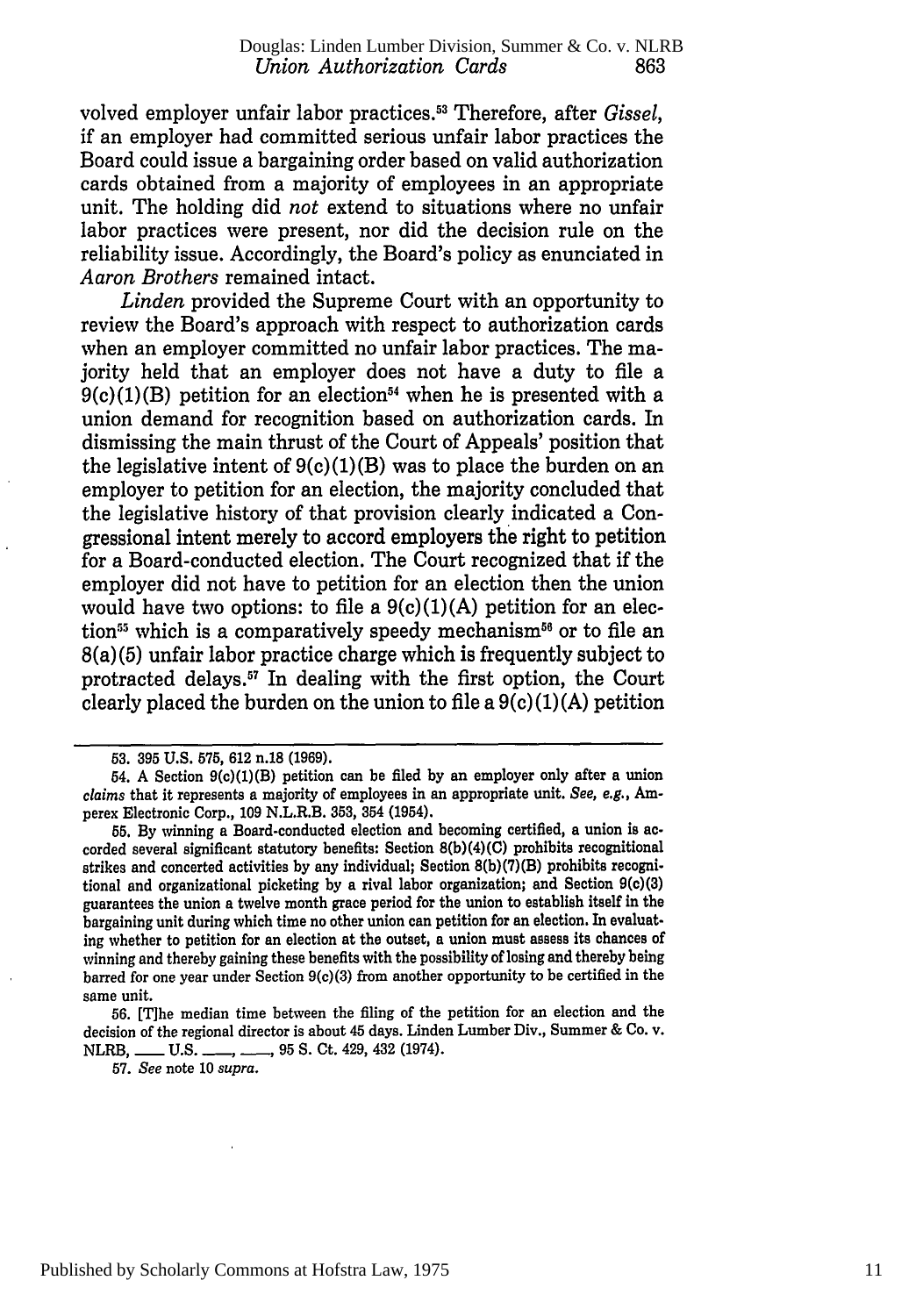volved employer unfair labor practices.[53] Therefore, after *Gissel*, if an employer had committed serious unfair labor practices the Board could issue a bargaining order based on valid authorization cards obtained from a majority of employees in an appropriate unit. The holding did *not* extend to situations where no unfair labor practices were present, nor did the decision rule on the reliability issue. Accordingly, the Board's policy as enunciated in *Aaron Brothers* remained intact.

*Linden* provided the Supreme Court with an opportunity to review the Board's approach with respect to authorization cards when an employer committed no unfair labor practices. The majority held that an employer does not have a duty to file a 9(c)(1)(B) petition for an election[54] when he is presented with a union demand for recognition based on authorization cards. In dismissing the main thrust of the Court of Appeals' position that the legislative intent of 9(c)(1)(B) was to place the burden on an employer to petition for an election, the majority concluded that the legislative history of that provision clearly indicated a Congressional intent merely to accord employers the right to petition for a Board-conducted election. The Court recognized that if the employer did not have to petition for an election then the union would have two options: to file a 9(c)(1)(A) petition for an election[55] which is a comparatively speedy mechanism[56] or to file an 8(a)(5) unfair labor practice charge which is frequently subject to protracted delays.[57] In dealing with the first option, the Court clearly placed the burden on the union to file a 9(c)(1)(A) petition

---

53. 395 U.S. 575, 612 n.18 (1969).

54. A Section 9(c)(1)(B) petition can be filed by an employer only after a union *claims* that it represents a majority of employees in an appropriate unit. *See, e.g.*, Amperex Electronic Corp., 109 N.L.R.B. 353, 354 (1954).

55. By winning a Board-conducted election and becoming certified, a union is accorded several significant statutory benefits: Section 8(b)(4)(C) prohibits recognitional strikes and concerted activities by any individual; Section 8(b)(7)(B) prohibits recognitional and organizational picketing by a rival labor organization; and Section 9(c)(3) guarantees the union a twelve month grace period for the union to establish itself in the bargaining unit during which time no other union can petition for an election. In evaluating whether to petition for an election at the outset, a union must assess its chances of winning and thereby gaining these benefits with the possibility of losing and thereby being barred for one year under Section 9(c)(3) from another opportunity to be certified in the same unit.

56. [T]he median time between the filing of the petition for an election and the decision of the regional director is about 45 days. Linden Lumber Div., Summer & Co. v. NLRB, ___ U.S. ___, ___, 95 S. Ct. 429, 432 (1974).

57. *See* note 10 *supra*.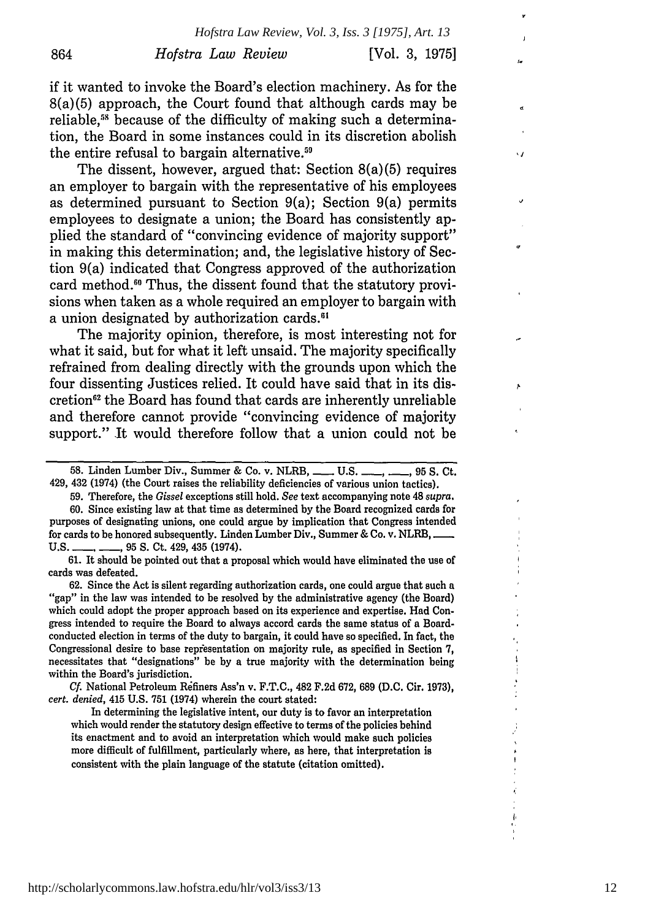if it wanted to invoke the Board's election machinery. As for the 8(a)(5) approach, the Court found that although cards may be reliable,[58] because of the difficulty of making such a determination, the Board in some instances could in its discretion abolish the entire refusal to bargain alternative.[59]

The dissent, however, argued that: Section 8(a)(5) requires an employer to bargain with the representative of his employees as determined pursuant to Section 9(a); Section 9(a) permits employees to designate a union; the Board has consistently applied the standard of "convincing evidence of majority support" in making this determination; and, the legislative history of Section 9(a) indicated that Congress approved of the authorization card method.[60] Thus, the dissent found that the statutory provisions when taken as a whole required an employer to bargain with a union designated by authorization cards.[61]

The majority opinion, therefore, is most interesting not for what it said, but for what it left unsaid. The majority specifically refrained from dealing directly with the grounds upon which the four dissenting Justices relied. It could have said that in its discretion[62] the Board has found that cards are inherently unreliable and therefore cannot provide "convincing evidence of majority support." It would therefore follow that a union could not be

---

58. Linden Lumber Div., Summer & Co. v. NLRB, ___ U.S. ___, ___, 95 S. Ct. 429, 432 (1974) (the Court raises the reliability deficiencies of various union tactics).

59. Therefore, the *Gissel* exceptions still hold. *See* text accompanying note 48 *supra*.

60. Since existing law at that time as determined by the Board recognized cards for purposes of designating unions, one could argue by implication that Congress intended for cards to be honored subsequently. Linden Lumber Div., Summer & Co. v. NLRB, ___ U.S. ___, ___, 95 S. Ct. 429, 435 (1974).

61. It should be pointed out that a proposal which would have eliminated the use of cards was defeated.

62. Since the Act is silent regarding authorization cards, one could argue that such a "gap" in the law was intended to be resolved by the administrative agency (the Board) which could adopt the proper approach based on its experience and expertise. Had Congress intended to require the Board to always accord cards the same status of a Board-conducted election in terms of the duty to bargain, it could have so specified. In fact, the Congressional desire to base representation on majority rule, as specified in Section 7, necessitates that "designations" be by a true majority with the determination being within the Board's jurisdiction.

*Cf.* National Petroleum Refiners Ass'n v. F.T.C., 482 F.2d 672, 689 (D.C. Cir. 1973), *cert. denied*, 415 U.S. 751 (1974) wherein the court stated:

> In determining the legislative intent, our duty is to favor an interpretation which would render the statutory design effective to terms of the policies behind its enactment and to avoid an interpretation which would make such policies more difficult of fulfillment, particularly where, as here, that interpretation is consistent with the plain language of the statute (citation omitted).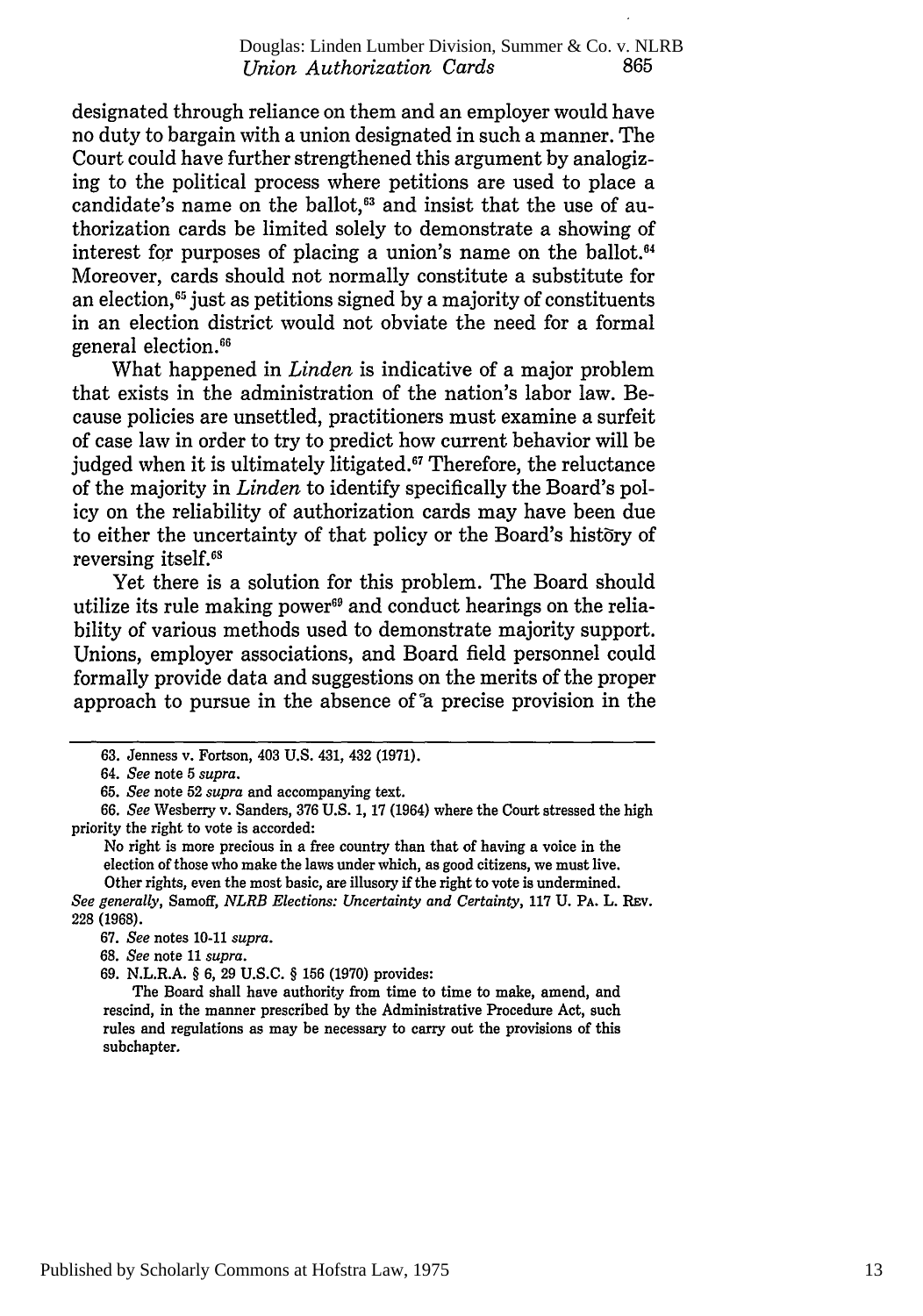designated through reliance on them and an employer would have no duty to bargain with a union designated in such a manner. The Court could have further strengthened this argument by analogizing to the political process where petitions are used to place a candidate's name on the ballot,[63] and insist that the use of authorization cards be limited solely to demonstrate a showing of interest for purposes of placing a union's name on the ballot.[64] Moreover, cards should not normally constitute a substitute for an election,[65] just as petitions signed by a majority of constituents in an election district would not obviate the need for a formal general election.[66]

What happened in *Linden* is indicative of a major problem that exists in the administration of the nation's labor law. Because policies are unsettled, practitioners must examine a surfeit of case law in order to try to predict how current behavior will be judged when it is ultimately litigated.[67] Therefore, the reluctance of the majority in *Linden* to identify specifically the Board's policy on the reliability of authorization cards may have been due to either the uncertainty of that policy or the Board's history of reversing itself.[68]

Yet there is a solution for this problem. The Board should utilize its rule making power[69] and conduct hearings on the reliability of various methods used to demonstrate majority support. Unions, employer associations, and Board field personnel could formally provide data and suggestions on the merits of the proper approach to pursue in the absence of a precise provision in the

---

63. Jenness v. Fortson, 403 U.S. 431, 432 (1971).

64. *See* note 5 *supra*.

65. *See* note 52 *supra* and accompanying text.

66. *See* Wesberry v. Sanders, 376 U.S. 1, 17 (1964) where the Court stressed the high priority the right to vote is accorded:

> No right is more precious in a free country than that of having a voice in the election of those who make the laws under which, as good citizens, we must live. Other rights, even the most basic, are illusory if the right to vote is undermined.

*See generally*, Samoff, *NLRB Elections: Uncertainty and Certainty*, 117 U. PA. L. REV. 228 (1968).

67. *See* notes 10-11 *supra*.

68. *See* note 11 *supra*.

69. N.L.R.A. § 6, 29 U.S.C. § 156 (1970) provides:

> The Board shall have authority from time to time to make, amend, and rescind, in the manner prescribed by the Administrative Procedure Act, such rules and regulations as may be necessary to carry out the provisions of this subchapter.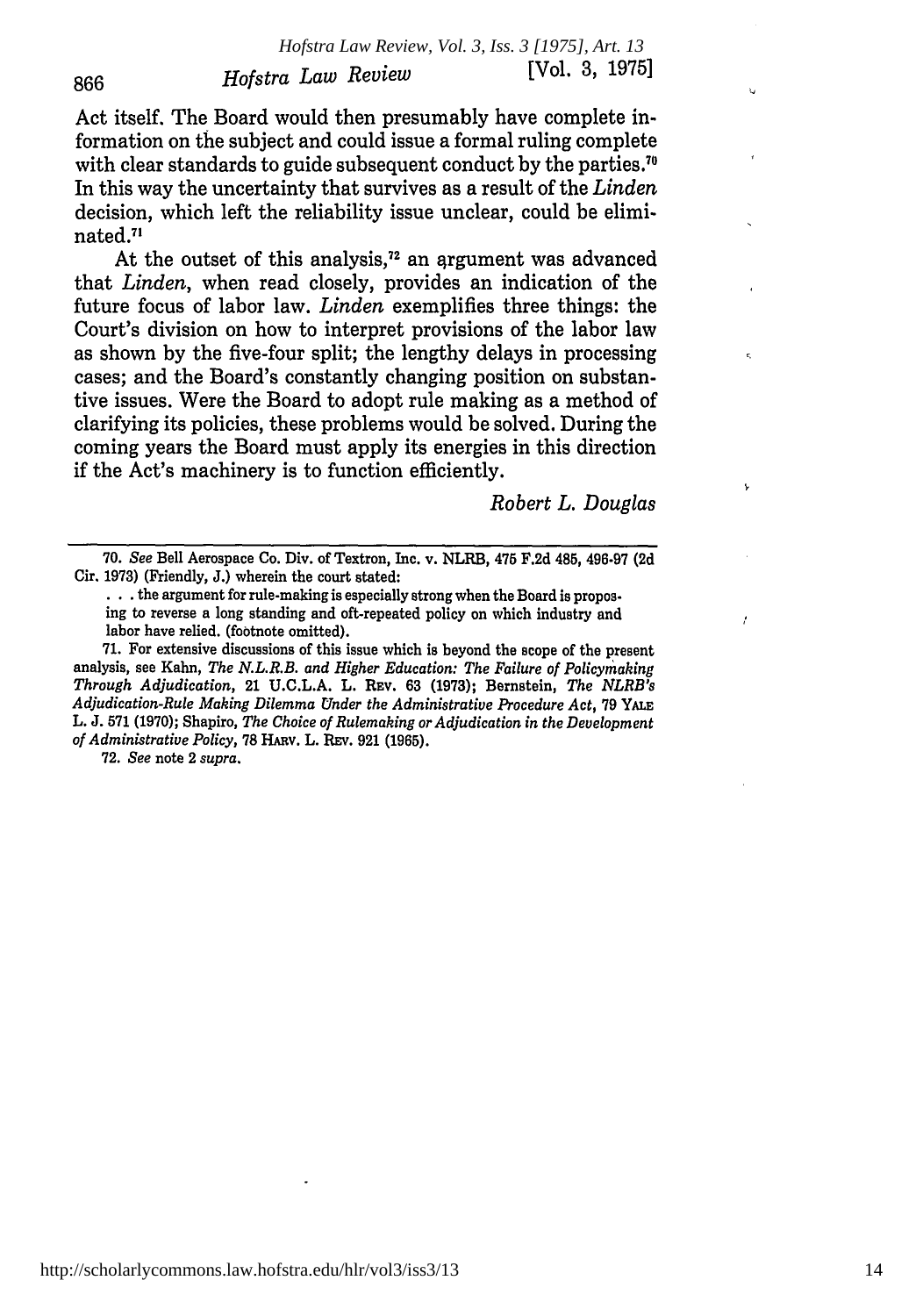Act itself. The Board would then presumably have complete information on the subject and could issue a formal ruling complete with clear standards to guide subsequent conduct by the parties.[70] In this way the uncertainty that survives as a result of the *Linden* decision, which left the reliability issue unclear, could be eliminated.[71]

At the outset of this analysis,[72] an argument was advanced that *Linden*, when read closely, provides an indication of the future focus of labor law. *Linden* exemplifies three things: the Court's division on how to interpret provisions of the labor law as shown by the five-four split; the lengthy delays in processing cases; and the Board's constantly changing position on substantive issues. Were the Board to adopt rule making as a method of clarifying its policies, these problems would be solved. During the coming years the Board must apply its energies in this direction if the Act's machinery is to function efficiently.

*Robert L. Douglas*

---

70. *See* Bell Aerospace Co. Div. of Textron, Inc. v. NLRB, 475 F.2d 485, 496-97 (2d Cir. 1973) (Friendly, J.) wherein the court stated:

> . . . the argument for rule-making is especially strong when the Board is proposing to reverse a long standing and oft-repeated policy on which industry and labor have relied. (footnote omitted).

71. For extensive discussions of this issue which is beyond the scope of the present analysis, see Kahn, *The N.L.R.B. and Higher Education: The Failure of Policymaking Through Adjudication*, 21 U.C.L.A. L. REV. 63 (1973); Bernstein, *The NLRB's Adjudication-Rule Making Dilemma Under the Administrative Procedure Act*, 79 YALE L. J. 571 (1970); Shapiro, *The Choice of Rulemaking or Adjudication in the Development of Administrative Policy*, 78 HARV. L. REV. 921 (1965).

72. *See* note 2 *supra*.